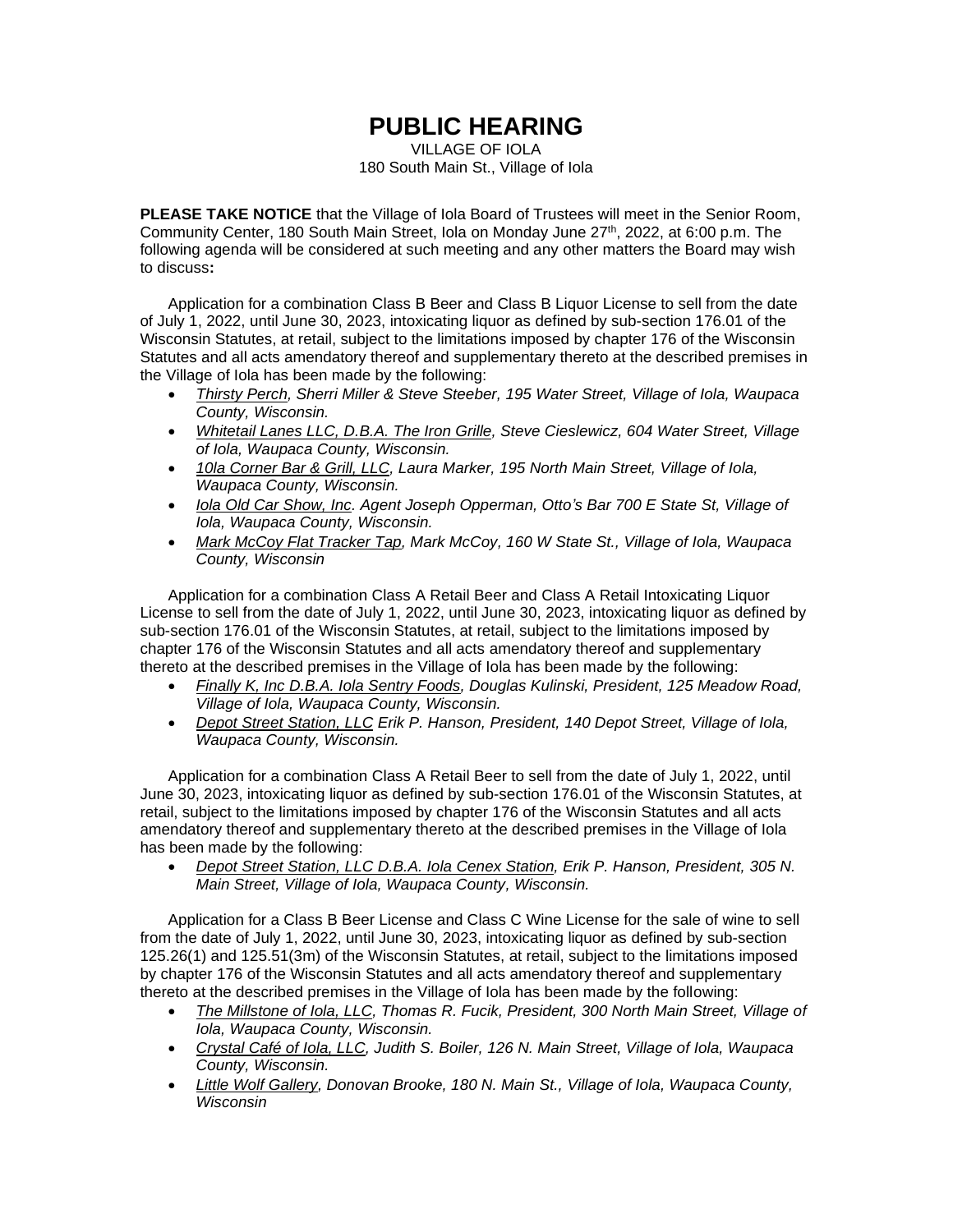# PUBLIC HEARING

VILLAGE OF IOLA
180 South Main St., Village of Iola

**PLEASE TAKE NOTICE** that the Village of Iola Board of Trustees will meet in the Senior Room, Community Center, 180 South Main Street, Iola on Monday June 27th, 2022, at 6:00 p.m. The following agenda will be considered at such meeting and any other matters the Board may wish to discuss**:**

Application for a combination Class B Beer and Class B Liquor License to sell from the date of July 1, 2022, until June 30, 2023, intoxicating liquor as defined by sub-section 176.01 of the Wisconsin Statutes, at retail, subject to the limitations imposed by chapter 176 of the Wisconsin Statutes and all acts amendatory thereof and supplementary thereto at the described premises in the Village of Iola has been made by the following:

- *Thirsty Perch, Sherri Miller & Steve Steeber, 195 Water Street, Village of Iola, Waupaca County, Wisconsin.*
- *Whitetail Lanes LLC, D.B.A. The Iron Grille, Steve Cieslewicz, 604 Water Street, Village of Iola, Waupaca County, Wisconsin.*
- *10la Corner Bar & Grill, LLC, Laura Marker, 195 North Main Street, Village of Iola, Waupaca County, Wisconsin.*
- *Iola Old Car Show, Inc. Agent Joseph Opperman, Otto's Bar 700 E State St, Village of Iola, Waupaca County, Wisconsin.*
- *Mark McCoy Flat Tracker Tap, Mark McCoy, 160 W State St., Village of Iola, Waupaca County, Wisconsin*

Application for a combination Class A Retail Beer and Class A Retail Intoxicating Liquor License to sell from the date of July 1, 2022, until June 30, 2023, intoxicating liquor as defined by sub-section 176.01 of the Wisconsin Statutes, at retail, subject to the limitations imposed by chapter 176 of the Wisconsin Statutes and all acts amendatory thereof and supplementary thereto at the described premises in the Village of Iola has been made by the following:

- *Finally K, Inc D.B.A. Iola Sentry Foods, Douglas Kulinski, President, 125 Meadow Road, Village of Iola, Waupaca County, Wisconsin.*
- *Depot Street Station, LLC Erik P. Hanson, President, 140 Depot Street, Village of Iola, Waupaca County, Wisconsin.*

Application for a combination Class A Retail Beer to sell from the date of July 1, 2022, until June 30, 2023, intoxicating liquor as defined by sub-section 176.01 of the Wisconsin Statutes, at retail, subject to the limitations imposed by chapter 176 of the Wisconsin Statutes and all acts amendatory thereof and supplementary thereto at the described premises in the Village of Iola has been made by the following:

- *Depot Street Station, LLC D.B.A. Iola Cenex Station, Erik P. Hanson, President, 305 N. Main Street, Village of Iola, Waupaca County, Wisconsin.*

Application for a Class B Beer License and Class C Wine License for the sale of wine to sell from the date of July 1, 2022, until June 30, 2023, intoxicating liquor as defined by sub-section 125.26(1) and 125.51(3m) of the Wisconsin Statutes, at retail, subject to the limitations imposed by chapter 176 of the Wisconsin Statutes and all acts amendatory thereof and supplementary thereto at the described premises in the Village of Iola has been made by the following:

- *The Millstone of Iola, LLC, Thomas R. Fucik, President, 300 North Main Street, Village of Iola, Waupaca County, Wisconsin.*
- *Crystal Café of Iola, LLC, Judith S. Boiler, 126 N. Main Street, Village of Iola, Waupaca County, Wisconsin.*
- *Little Wolf Gallery, Donovan Brooke, 180 N. Main St., Village of Iola, Waupaca County, Wisconsin*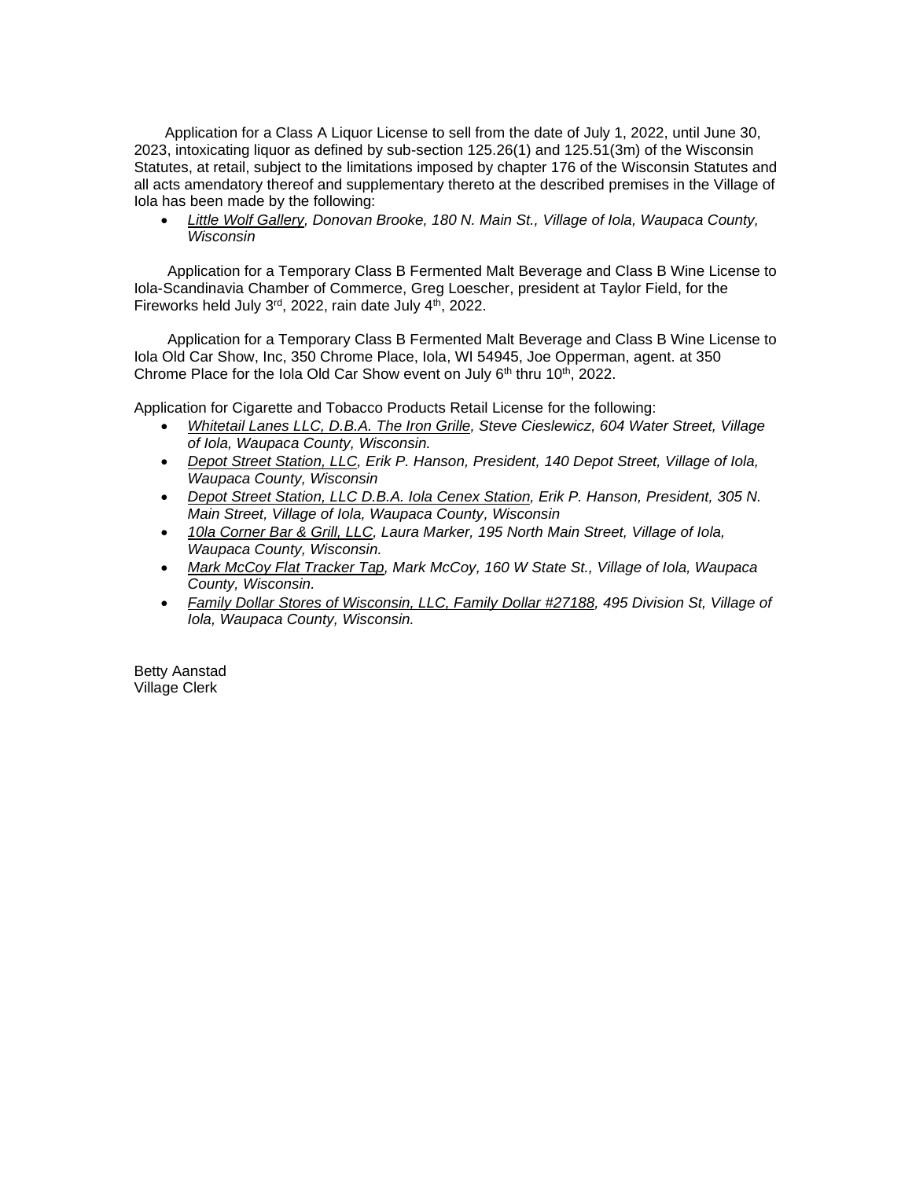Application for a Class A Liquor License to sell from the date of July 1, 2022, until June 30, 2023, intoxicating liquor as defined by sub-section 125.26(1) and 125.51(3m) of the Wisconsin Statutes, at retail, subject to the limitations imposed by chapter 176 of the Wisconsin Statutes and all acts amendatory thereof and supplementary thereto at the described premises in the Village of Iola has been made by the following:

- *Little Wolf Gallery, Donovan Brooke, 180 N. Main St., Village of Iola, Waupaca County, Wisconsin*

Application for a Temporary Class B Fermented Malt Beverage and Class B Wine License to Iola-Scandinavia Chamber of Commerce, Greg Loescher, president at Taylor Field, for the Fireworks held July 3rd, 2022, rain date July 4th, 2022.

Application for a Temporary Class B Fermented Malt Beverage and Class B Wine License to Iola Old Car Show, Inc, 350 Chrome Place, Iola, WI 54945, Joe Opperman, agent. at 350 Chrome Place for the Iola Old Car Show event on July 6th thru 10th, 2022.

Application for Cigarette and Tobacco Products Retail License for the following:

- *Whitetail Lanes LLC, D.B.A. The Iron Grille, Steve Cieslewicz, 604 Water Street, Village of Iola, Waupaca County, Wisconsin.*
- *Depot Street Station, LLC, Erik P. Hanson, President, 140 Depot Street, Village of Iola, Waupaca County, Wisconsin*
- *Depot Street Station, LLC D.B.A. Iola Cenex Station, Erik P. Hanson, President, 305 N. Main Street, Village of Iola, Waupaca County, Wisconsin*
- *10la Corner Bar & Grill, LLC, Laura Marker, 195 North Main Street, Village of Iola, Waupaca County, Wisconsin.*
- *Mark McCoy Flat Tracker Tap, Mark McCoy, 160 W State St., Village of Iola, Waupaca County, Wisconsin.*
- *Family Dollar Stores of Wisconsin, LLC, Family Dollar #27188, 495 Division St, Village of Iola, Waupaca County, Wisconsin.*

Betty Aanstad
Village Clerk